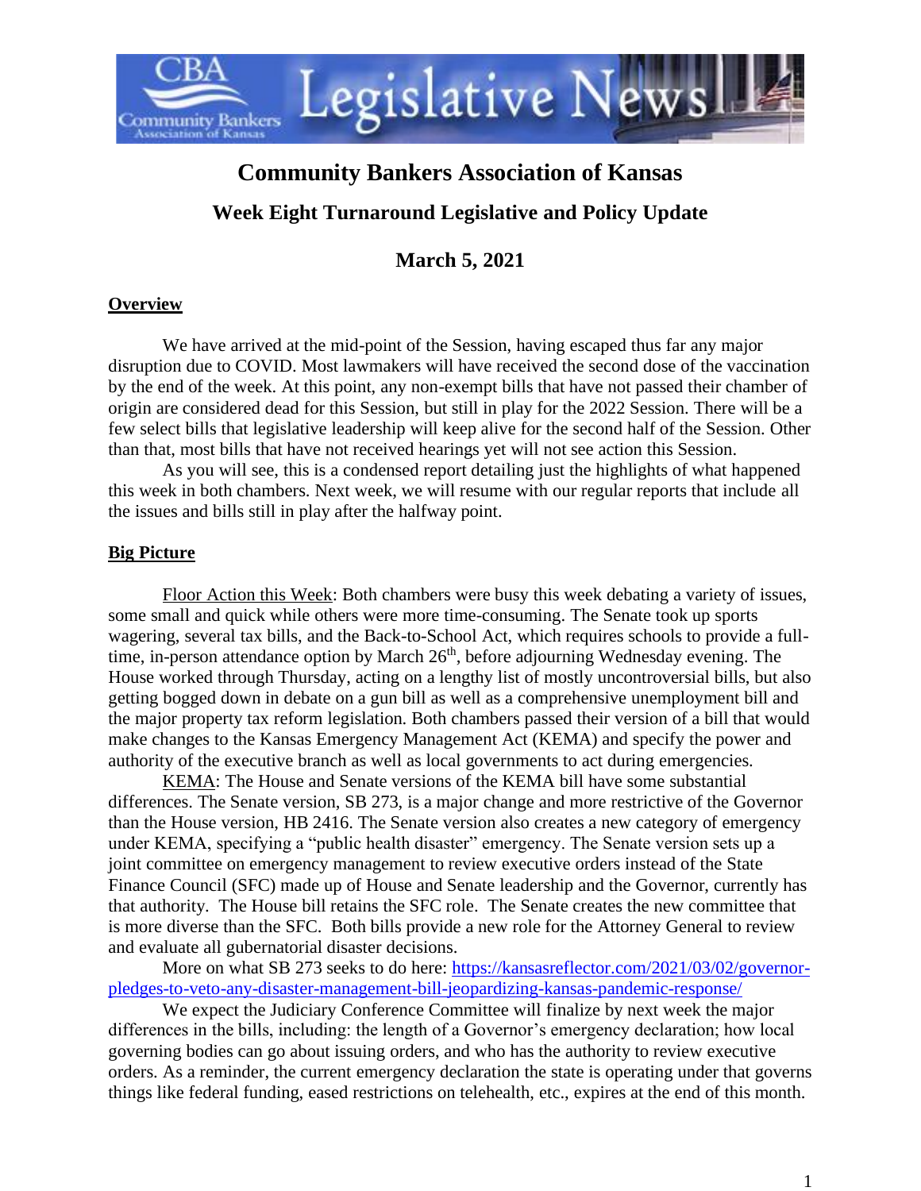# Community Bankers Association of Kansas

## Week Eight Turnaround Legislative and Policy Update

## March 5, 2021

**Overview**

We have arrived at the mid-point of the Session, having escaped thus far any major disruption due to COVID. Most lawmakers will have received the second dose of the vaccination by the end of the week. At this point, any non-exempt bills that have not passed their chamber of origin are considered dead for this Session, but still in play for the 2022 Session. There will be a few select bills that legislative leadership will keep alive for the second half of the Session. Other than that, most bills that have not received hearings yet will not see action this Session.

As you will see, this is a condensed report detailing just the highlights of what happened this week in both chambers. Next week, we will resume with our regular reports that include all the issues and bills still in play after the halfway point.

**Big Picture**

Floor Action this Week: Both chambers were busy this week debating a variety of issues, some small and quick while others were more time-consuming. The Senate took up sports wagering, several tax bills, and the Back-to-School Act, which requires schools to provide a full-time, in-person attendance option by March 26th, before adjourning Wednesday evening. The House worked through Thursday, acting on a lengthy list of mostly uncontroversial bills, but also getting bogged down in debate on a gun bill as well as a comprehensive unemployment bill and the major property tax reform legislation. Both chambers passed their version of a bill that would make changes to the Kansas Emergency Management Act (KEMA) and specify the power and authority of the executive branch as well as local governments to act during emergencies.

KEMA: The House and Senate versions of the KEMA bill have some substantial differences. The Senate version, SB 273, is a major change and more restrictive of the Governor than the House version, HB 2416. The Senate version also creates a new category of emergency under KEMA, specifying a "public health disaster" emergency. The Senate version sets up a joint committee on emergency management to review executive orders instead of the State Finance Council (SFC) made up of House and Senate leadership and the Governor, currently has that authority. The House bill retains the SFC role. The Senate creates the new committee that is more diverse than the SFC. Both bills provide a new role for the Attorney General to review and evaluate all gubernatorial disaster decisions.

More on what SB 273 seeks to do here: https://kansasreflector.com/2021/03/02/governor-pledges-to-veto-any-disaster-management-bill-jeopardizing-kansas-pandemic-response/

We expect the Judiciary Conference Committee will finalize by next week the major differences in the bills, including: the length of a Governor's emergency declaration; how local governing bodies can go about issuing orders, and who has the authority to review executive orders. As a reminder, the current emergency declaration the state is operating under that governs things like federal funding, eased restrictions on telehealth, etc., expires at the end of this month.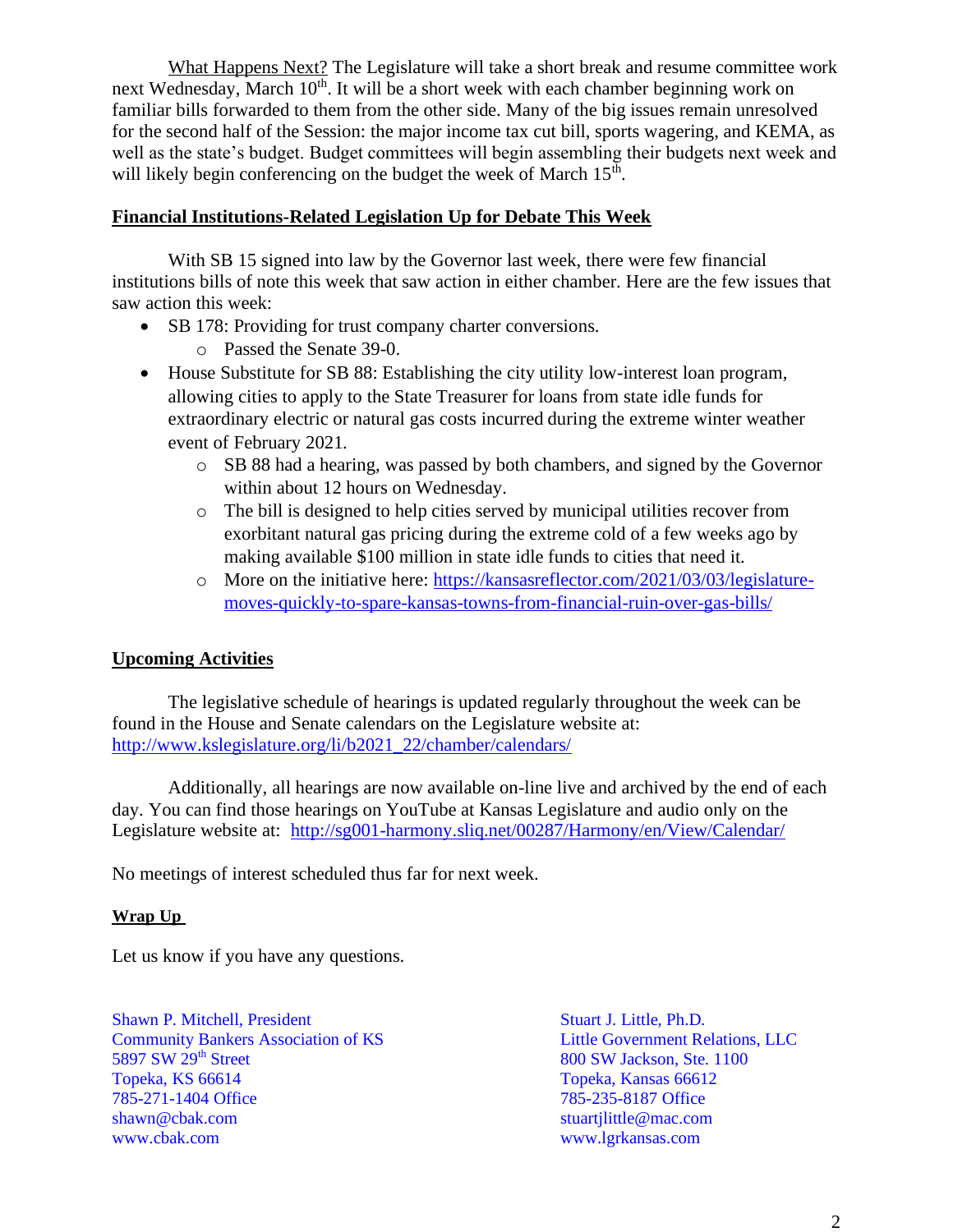<u>What Happens Next?</u> The Legislature will take a short break and resume committee work next Wednesday, March 10th. It will be a short week with each chamber beginning work on familiar bills forwarded to them from the other side. Many of the big issues remain unresolved for the second half of the Session: the major income tax cut bill, sports wagering, and KEMA, as well as the state's budget. Budget committees will begin assembling their budgets next week and will likely begin conferencing on the budget the week of March 15th.

## Financial Institutions-Related Legislation Up for Debate This Week

With SB 15 signed into law by the Governor last week, there were few financial institutions bills of note this week that saw action in either chamber. Here are the few issues that saw action this week:

- SB 178: Providing for trust company charter conversions.
  - Passed the Senate 39-0.
- House Substitute for SB 88: Establishing the city utility low-interest loan program, allowing cities to apply to the State Treasurer for loans from state idle funds for extraordinary electric or natural gas costs incurred during the extreme winter weather event of February 2021.
  - SB 88 had a hearing, was passed by both chambers, and signed by the Governor within about 12 hours on Wednesday.
  - The bill is designed to help cities served by municipal utilities recover from exorbitant natural gas pricing during the extreme cold of a few weeks ago by making available $100 million in state idle funds to cities that need it.
  - More on the initiative here: https://kansasreflector.com/2021/03/03/legislature-moves-quickly-to-spare-kansas-towns-from-financial-ruin-over-gas-bills/

## Upcoming Activities

The legislative schedule of hearings is updated regularly throughout the week can be found in the House and Senate calendars on the Legislature website at: http://www.kslegislature.org/li/b2021_22/chamber/calendars/

Additionally, all hearings are now available on-line live and archived by the end of each day. You can find those hearings on YouTube at Kansas Legislature and audio only on the Legislature website at: http://sg001-harmony.sliq.net/00287/Harmony/en/View/Calendar/

No meetings of interest scheduled thus far for next week.

## Wrap Up

Let us know if you have any questions.

Shawn P. Mitchell, President
Community Bankers Association of KS
5897 SW 29th Street
Topeka, KS 66614
785-271-1404 Office
shawn@cbak.com
www.cbak.com

Stuart J. Little, Ph.D.
Little Government Relations, LLC
800 SW Jackson, Ste. 1100
Topeka, Kansas 66612
785-235-8187 Office
stuartjlittle@mac.com
www.lgrkansas.com